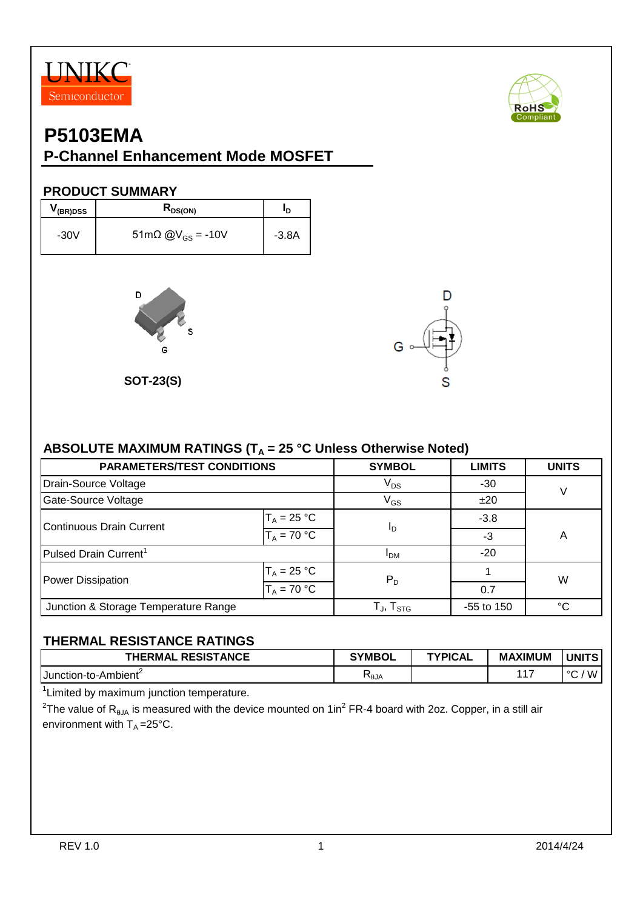UNIKC Semiconductor

# P5103EMA

## P-Channel Enhancement Mode MOSFET

### PRODUCT SUMMARY

| $V_{(BR)DSS}$ | $R_{DS(ON)}$ | $I_D$ |
|---|---|---|
| -30V | 51mΩ @$V_{GS}$ = -10V | -3.8A |

D S G

SOT-23(S)

D G S

### ABSOLUTE MAXIMUM RATINGS ($T_A$ = 25 °C Unless Otherwise Noted)

| PARAMETERS/TEST CONDITIONS | | SYMBOL | LIMITS | UNITS |
|---|---|---|---|---|
| Drain-Source Voltage | | $V_{DS}$ | -30 | V |
| Gate-Source Voltage | | $V_{GS}$ | ±20 | |
| Continuous Drain Current | $T_A$ = 25 °C | $I_D$ | -3.8 | A |
| | $T_A$ = 70 °C | | -3 | |
| Pulsed Drain Current[1] | | $I_{DM}$ | -20 | |
| Power Dissipation | $T_A$ = 25 °C | $P_D$ | 1 | W |
| | $T_A$ = 70 °C | | 0.7 | |
| Junction & Storage Temperature Range | | $T_J$, $T_{STG}$ | -55 to 150 | °C |

### THERMAL RESISTANCE RATINGS

| THERMAL RESISTANCE | SYMBOL | TYPICAL | MAXIMUM | UNITS |
|---|---|---|---|---|
| Junction-to-Ambient[2] | $R_{\theta JA}$ | | 117 | °C / W |

[1]Limited by maximum junction temperature.

[2]The value of $R_{\theta JA}$ is measured with the device mounted on 1in$^2$ FR-4 board with 2oz. Copper, in a still air environment with $T_A$ =25°C.

REV 1.0 2014/4/24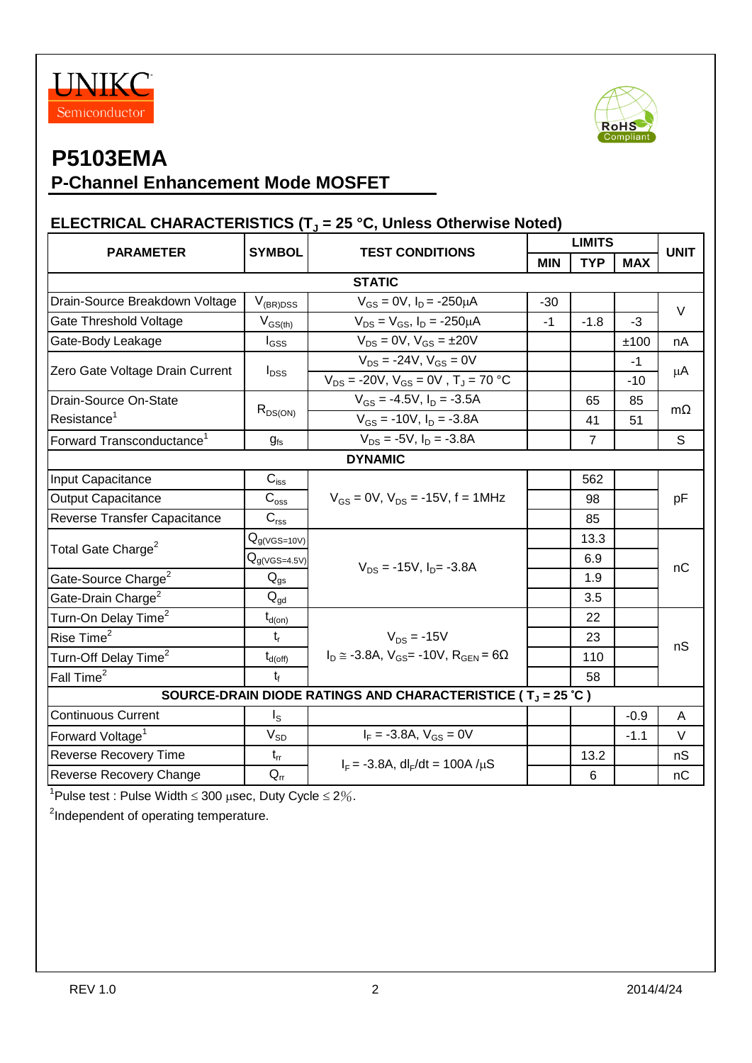UNIKC Semiconductor

# P5103EMA

## P-Channel Enhancement Mode MOSFET

### ELECTRICAL CHARACTERISTICS ($T_J$ = 25 °C, Unless Otherwise Noted)

| PARAMETER | SYMBOL | TEST CONDITIONS | LIMITS | | | UNIT |
|---|---|---|---|---|---|---|
| | | | MIN | TYP | MAX | |
| **STATIC** | | | | | | |
| Drain-Source Breakdown Voltage | $V_{(BR)DSS}$ | $V_{GS}$ = 0V, $I_D$ = -250μA | -30 | | | V |
| Gate Threshold Voltage | $V_{GS(th)}$ | $V_{DS}$ = $V_{GS}$, $I_D$ = -250μA | -1 | -1.8 | -3 | V |
| Gate-Body Leakage | $I_{GSS}$ | $V_{DS}$ = 0V, $V_{GS}$ = ±20V | | | ±100 | nA |
| Zero Gate Voltage Drain Current | $I_{DSS}$ | $V_{DS}$ = -24V, $V_{GS}$ = 0V | | | -1 | μA |
| | | $V_{DS}$ = -20V, $V_{GS}$ = 0V , $T_J$ = 70 °C | | | -10 | |
| Drain-Source On-State Resistance[1] | $R_{DS(ON)}$ | $V_{GS}$ = -4.5V, $I_D$ = -3.5A | | 65 | 85 | mΩ |
| | | $V_{GS}$ = -10V, $I_D$ = -3.8A | | 41 | 51 | |
| Forward Transconductance[1] | $g_{fs}$ | $V_{DS}$ = -5V, $I_D$ = -3.8A | | 7 | | S |
| **DYNAMIC** | | | | | | |
| Input Capacitance | $C_{iss}$ | $V_{GS}$ = 0V, $V_{DS}$ = -15V, f = 1MHz | | 562 | | pF |
| Output Capacitance | $C_{oss}$ | | | 98 | | |
| Reverse Transfer Capacitance | $C_{rss}$ | | | 85 | | |
| Total Gate Charge[2] | $Q_{g(VGS=10V)}$ | $V_{DS}$ = -15V, $I_D$= -3.8A | | 13.3 | | nC |
| | $Q_{g(VGS=4.5V)}$ | | | 6.9 | | |
| Gate-Source Charge[2] | $Q_{gs}$ | | | 1.9 | | |
| Gate-Drain Charge[2] | $Q_{gd}$ | | | 3.5 | | |
| Turn-On Delay Time[2] | $t_{d(on)}$ | $V_{DS}$ = -15V, $I_D \cong$ -3.8A, $V_{GS}$= -10V, $R_{GEN}$ = 6Ω | | 22 | | nS |
| Rise Time[2] | $t_r$ | | | 23 | | |
| Turn-Off Delay Time[2] | $t_{d(off)}$ | | | 110 | | |
| Fall Time[2] | $t_f$ | | | 58 | | |
| **SOURCE-DRAIN DIODE RATINGS AND CHARACTERISTICE ( $T_J$ = 25 °C )** | | | | | | |
| Continuous Current | $I_S$ | | | | -0.9 | A |
| Forward Voltage[1] | $V_{SD}$ | $I_F$ = -3.8A, $V_{GS}$ = 0V | | | -1.1 | V |
| Reverse Recovery Time | $t_{rr}$ | $I_F$ = -3.8A, $dI_F/dt$ = 100A /μS | | 13.2 | | nS |
| Reverse Recovery Change | $Q_{rr}$ | | | 6 | | nC |

[1]Pulse test : Pulse Width ≤ 300 μsec, Duty Cycle ≤ 2%.

[2]Independent of operating temperature.

REV 1.0 2014/4/24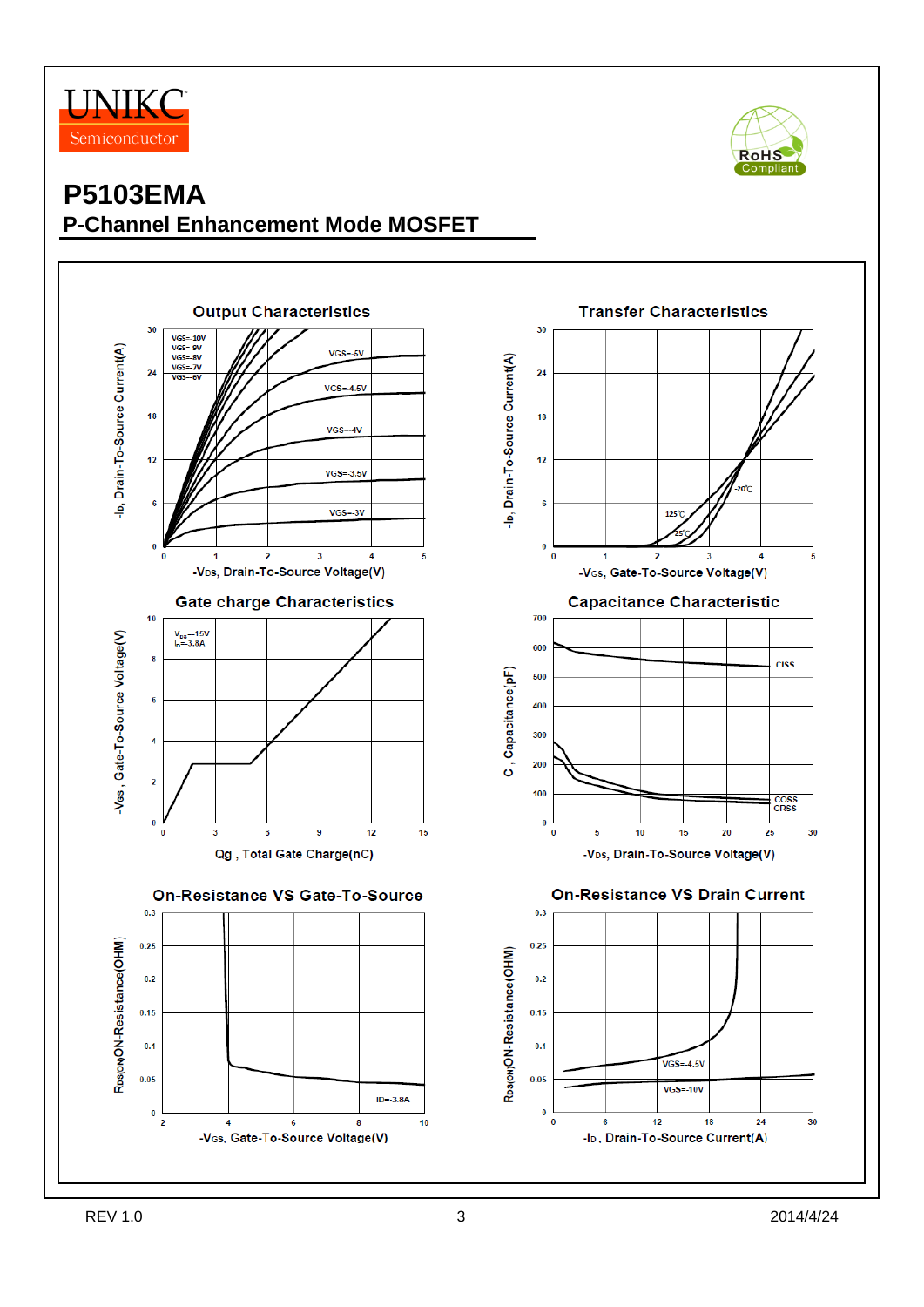# P5103EMA

## P-Channel Enhancement Mode MOSFET

### Output Characteristics

- VGS=-10V, VGS=-9V, VGS=-8V, VGS=-7V, VGS=-6V, VGS=-5V, VGS=-4.5V, VGS=-4V, VGS=-3.5V, VGS=-3V
- Y-axis: $-I_D$, Drain-To-Source Current(A) (0 to 30)
- X-axis: $-V_{DS}$, Drain-To-Source Voltage(V) (0 to 5)

### Transfer Characteristics

- 125℃, 25℃, -20℃
- Y-axis: $-I_D$, Drain-To-Source Current(A) (0 to 30)
- X-axis: $-V_{GS}$, Gate-To-Source Voltage(V) (0 to 5)

### Gate charge Characteristics

- $V_{DS}$=-15V, $I_D$=-3.8A
- Y-axis: $-V_{GS}$, Gate-To-Source Voltage(V) (0 to 10)
- X-axis: Qg, Total Gate Charge(nC) (0 to 15)

### Capacitance Characteristic

- CISS, COSS, CRSS
- Y-axis: C, Capacitance(pF) (0 to 700)
- X-axis: $-V_{DS}$, Drain-To-Source Voltage(V) (0 to 30)

### On-Resistance VS Gate-To-Source

- ID=-3.8A
- Y-axis: $R_{DS(ON)}$ON-Resistance(OHM) (0 to 0.3)
- X-axis: $-V_{GS}$, Gate-To-Source Voltage(V) (2 to 10)

### On-Resistance VS Drain Current

- VGS=-4.5V, VGS=-10V
- Y-axis: $R_{DS(ON)}$ON-Resistance(OHM) (0 to 0.3)
- X-axis: $-I_D$, Drain-To-Source Current(A) (0 to 30)

REV 1.0 2014/4/24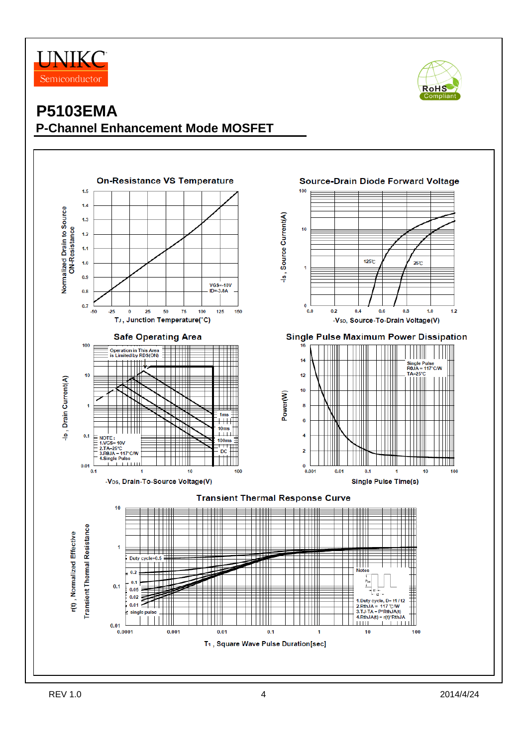# P5103EMA

## P-Channel Enhancement Mode MOSFET

### On-Resistance VS Temperature

Normalized Drain to Source ON-Resistance

VGS=-10V
ID=-3.8A

$T_J$, Junction Temperature(°C)

### Source-Drain Diode Forward Voltage

$-I_S$, Source Current(A)

125℃

25℃

$-V_{SD}$, Source-To-Drain Voltage(V)

### Safe Operating Area

$-I_D$, Drain Current(A)

Operation in This Area is Limited by RDS(ON)

1ms
10ms
100ms
DC

NOTE :
1.VGS=-10V
2.TA=25°C
3.RθJA = 117°C/W
4.Single Pulse

$-V_{DS}$, Drain-To-Source Voltage(V)

### Single Pulse Maximum Power Dissipation

Power(W)

Single Pulse
RθJA = 117°C/W
TA=25°C

Single Pulse Time(s)

### Transient Thermal Response Curve

r(t), Normalized Effective Transient Thermal Resistance

Duty cycle=0.5
0.2
0.1
0.05
0.02
0.01
single pulse

Notes
1.Duty cycle, D= t1 / t2
2.RthJA = 117 °C/W
3.TJ-TA = P*RthJA(t)
4.RthJA(t) = r(t)*RthJA

$T_1$, Square Wave Pulse Duration[sec]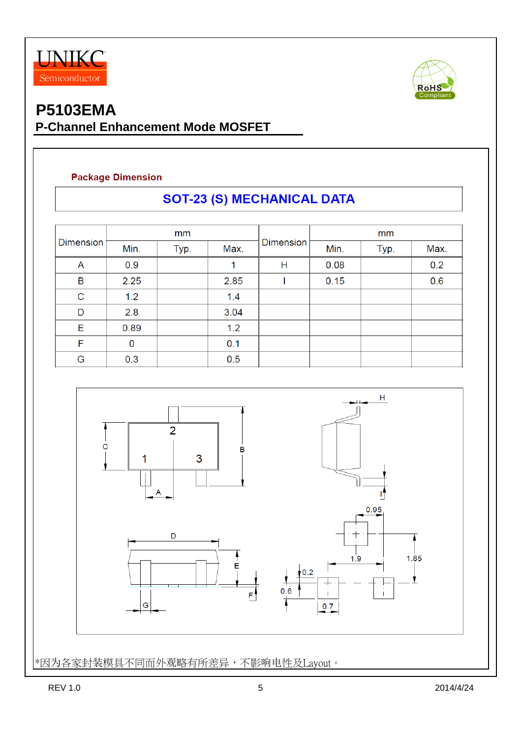# P5103EMA

## P-Channel Enhancement Mode MOSFET

### Package Dimension

## SOT-23 (S) MECHANICAL DATA

| Dimension | mm | | | Dimension | mm | | |
|---|---|---|---|---|---|---|---|
| | Min. | Typ. | Max. | | Min. | Typ. | Max. |
| A | 0.9 | | 1 | H | 0.08 | | 0.2 |
| B | 2.25 | | 2.85 | I | 0.15 | | 0.6 |
| C | 1.2 | | 1.4 | | | | |
| D | 2.8 | | 3.04 | | | | |
| E | 0.89 | | 1.2 | | | | |
| F | 0 | | 0.1 | | | | |
| G | 0.3 | | 0.5 | | | | |

2
1
3
C
B
A
H
I
D
E
F
G
0.95
1.9
1.85
0.2
0.6
0.7

*因为各家封装模具不同而外观略有所差异，不影响电性及Layout。